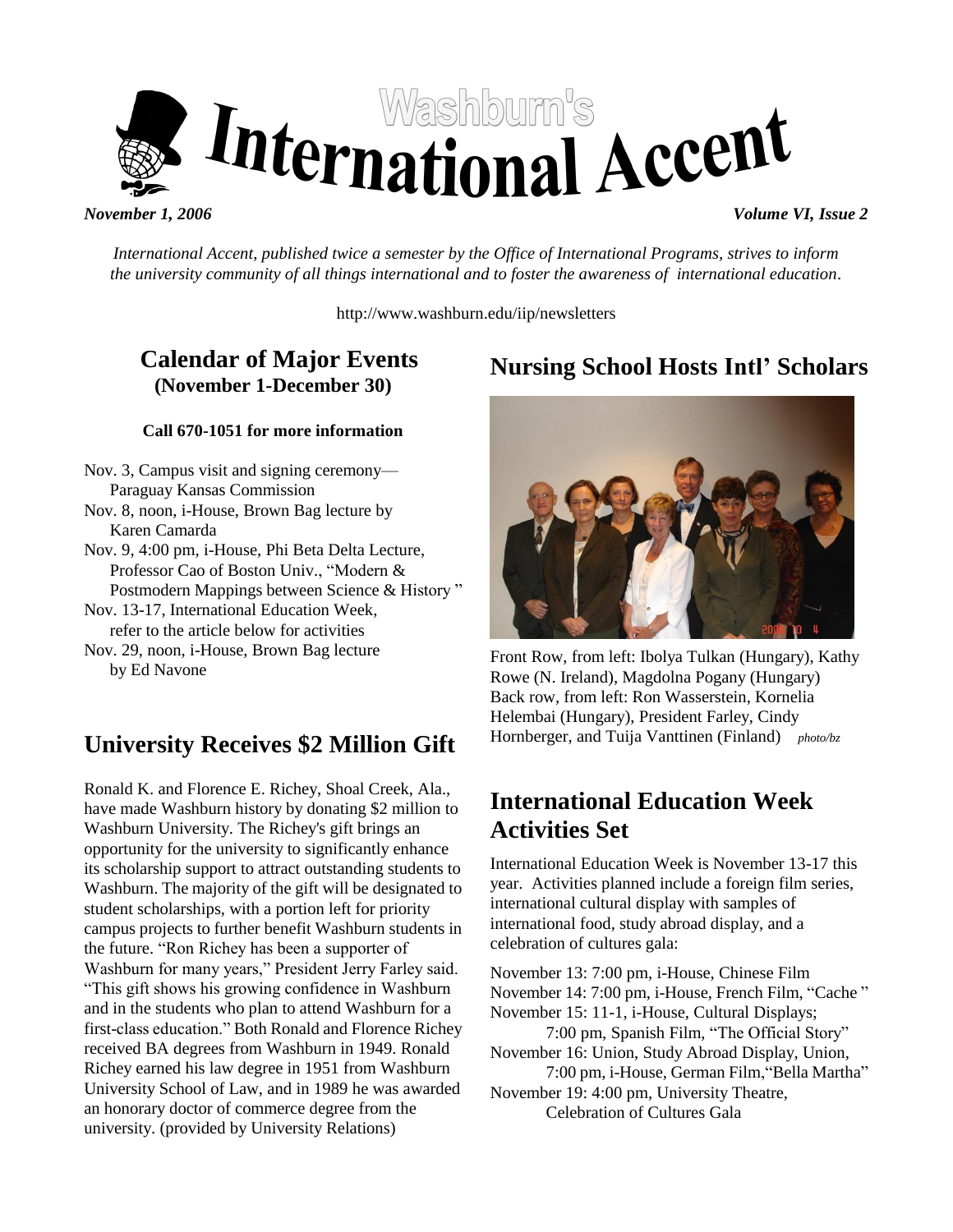# Washburn's International Accent

*November 1, 2006* *Volume VI, Issue 2*

*International Accent, published twice a semester by the Office of International Programs, strives to inform the university community of all things international and to foster the awareness of international education.*

http://www.washburn.edu/iip/newsletters

## Calendar of Major Events (November 1-December 30)

**Call 670-1051 for more information**

- Nov. 3, Campus visit and signing ceremony—Paraguay Kansas Commission
- Nov. 8, noon, i-House, Brown Bag lecture by Karen Camarda
- Nov. 9, 4:00 pm, i-House, Phi Beta Delta Lecture, Professor Cao of Boston Univ., "Modern & Postmodern Mappings between Science & History"
- Nov. 13-17, International Education Week, refer to the article below for activities
- Nov. 29, noon, i-House, Brown Bag lecture by Ed Navone

## University Receives $2 Million Gift

Ronald K. and Florence E. Richey, Shoal Creek, Ala., have made Washburn history by donating $2 million to Washburn University. The Richey's gift brings an opportunity for the university to significantly enhance its scholarship support to attract outstanding students to Washburn. The majority of the gift will be designated to student scholarships, with a portion left for priority campus projects to further benefit Washburn students in the future. "Ron Richey has been a supporter of Washburn for many years," President Jerry Farley said. "This gift shows his growing confidence in Washburn and in the students who plan to attend Washburn for a first-class education." Both Ronald and Florence Richey received BA degrees from Washburn in 1949. Ronald Richey earned his law degree in 1951 from Washburn University School of Law, and in 1989 he was awarded an honorary doctor of commerce degree from the university. (provided by University Relations)

## Nursing School Hosts Intl' Scholars

Front Row, from left: Ibolya Tulkan (Hungary), Kathy Rowe (N. Ireland), Magdolna Pogany (Hungary) Back row, from left: Ron Wasserstein, Kornelia Helembai (Hungary), President Farley, Cindy Hornberger, and Tuija Vanttinen (Finland) *photo/bz*

## International Education Week Activities Set

International Education Week is November 13-17 this year. Activities planned include a foreign film series, international cultural display with samples of international food, study abroad display, and a celebration of cultures gala:

November 13: 7:00 pm, i-House, Chinese Film
November 14: 7:00 pm, i-House, French Film, "Cache"
November 15: 11-1, i-House, Cultural Displays;
  7:00 pm, Spanish Film, "The Official Story"
November 16: Union, Study Abroad Display, Union,
  7:00 pm, i-House, German Film, "Bella Martha"
November 19: 4:00 pm, University Theatre,
  Celebration of Cultures Gala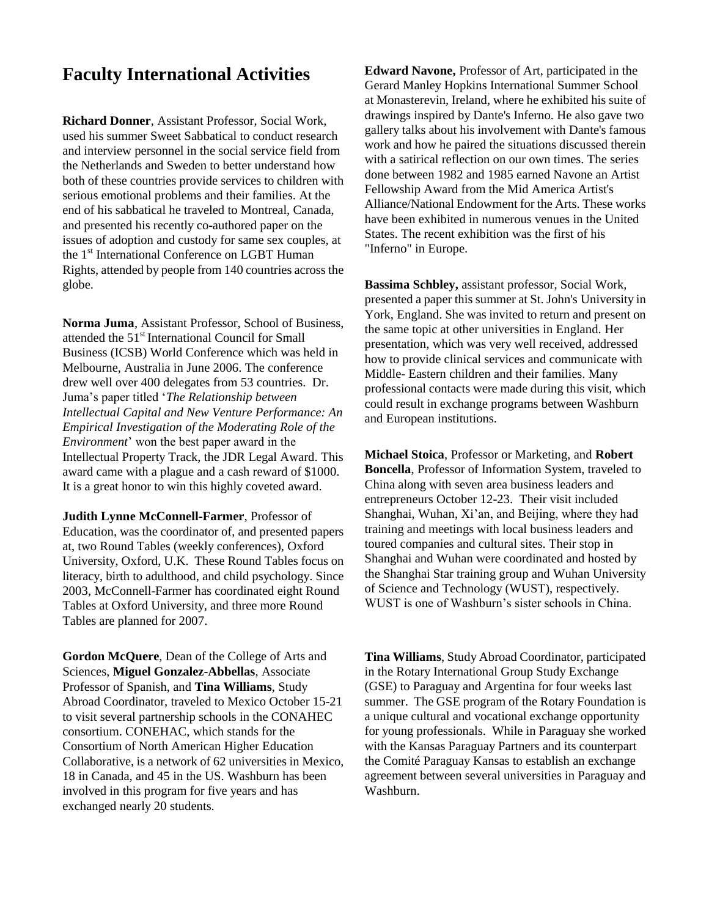## Faculty International Activities

**Richard Donner**, Assistant Professor, Social Work, used his summer Sweet Sabbatical to conduct research and interview personnel in the social service field from the Netherlands and Sweden to better understand how both of these countries provide services to children with serious emotional problems and their families. At the end of his sabbatical he traveled to Montreal, Canada, and presented his recently co-authored paper on the issues of adoption and custody for same sex couples, at the 1st International Conference on LGBT Human Rights, attended by people from 140 countries across the globe.

**Norma Juma**, Assistant Professor, School of Business, attended the 51st International Council for Small Business (ICSB) World Conference which was held in Melbourne, Australia in June 2006. The conference drew well over 400 delegates from 53 countries. Dr. Juma's paper titled '*The Relationship between Intellectual Capital and New Venture Performance: An Empirical Investigation of the Moderating Role of the Environment*' won the best paper award in the Intellectual Property Track, the JDR Legal Award. This award came with a plague and a cash reward of $1000. It is a great honor to win this highly coveted award.

**Judith Lynne McConnell-Farmer**, Professor of Education, was the coordinator of, and presented papers at, two Round Tables (weekly conferences), Oxford University, Oxford, U.K. These Round Tables focus on literacy, birth to adulthood, and child psychology. Since 2003, McConnell-Farmer has coordinated eight Round Tables at Oxford University, and three more Round Tables are planned for 2007.

**Gordon McQuere**, Dean of the College of Arts and Sciences, **Miguel Gonzalez-Abbellas**, Associate Professor of Spanish, and **Tina Williams**, Study Abroad Coordinator, traveled to Mexico October 15-21 to visit several partnership schools in the CONAHEC consortium. CONEHAC, which stands for the Consortium of North American Higher Education Collaborative, is a network of 62 universities in Mexico, 18 in Canada, and 45 in the US. Washburn has been involved in this program for five years and has exchanged nearly 20 students.

**Edward Navone,** Professor of Art, participated in the Gerard Manley Hopkins International Summer School at Monasterevin, Ireland, where he exhibited his suite of drawings inspired by Dante's Inferno. He also gave two gallery talks about his involvement with Dante's famous work and how he paired the situations discussed therein with a satirical reflection on our own times. The series done between 1982 and 1985 earned Navone an Artist Fellowship Award from the Mid America Artist's Alliance/National Endowment for the Arts. These works have been exhibited in numerous venues in the United States. The recent exhibition was the first of his "Inferno" in Europe.

**Bassima Schbley,** assistant professor, Social Work, presented a paper this summer at St. John's University in York, England. She was invited to return and present on the same topic at other universities in England. Her presentation, which was very well received, addressed how to provide clinical services and communicate with Middle- Eastern children and their families. Many professional contacts were made during this visit, which could result in exchange programs between Washburn and European institutions.

**Michael Stoica**, Professor or Marketing, and **Robert Boncella**, Professor of Information System, traveled to China along with seven area business leaders and entrepreneurs October 12-23. Their visit included Shanghai, Wuhan, Xi'an, and Beijing, where they had training and meetings with local business leaders and toured companies and cultural sites. Their stop in Shanghai and Wuhan were coordinated and hosted by the Shanghai Star training group and Wuhan University of Science and Technology (WUST), respectively. WUST is one of Washburn's sister schools in China.

**Tina Williams**, Study Abroad Coordinator, participated in the Rotary International Group Study Exchange (GSE) to Paraguay and Argentina for four weeks last summer. The GSE program of the Rotary Foundation is a unique cultural and vocational exchange opportunity for young professionals. While in Paraguay she worked with the Kansas Paraguay Partners and its counterpart the Comité Paraguay Kansas to establish an exchange agreement between several universities in Paraguay and Washburn.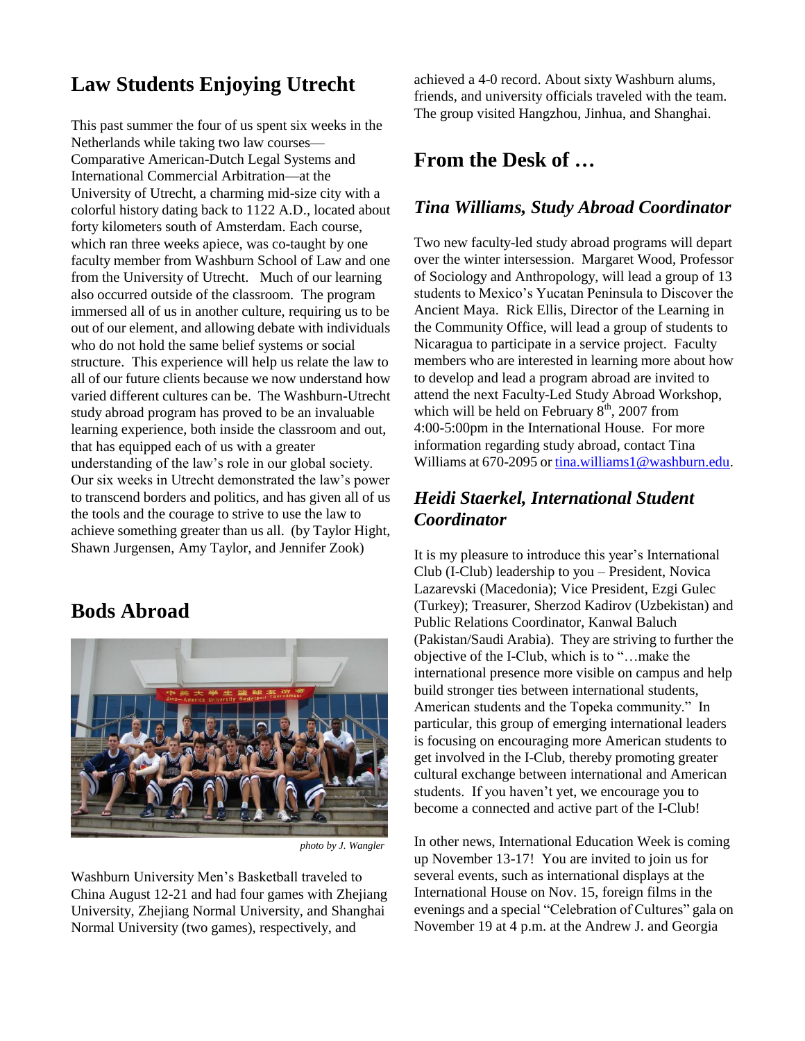## Law Students Enjoying Utrecht

This past summer the four of us spent six weeks in the Netherlands while taking two law courses—Comparative American-Dutch Legal Systems and International Commercial Arbitration—at the University of Utrecht, a charming mid-size city with a colorful history dating back to 1122 A.D., located about forty kilometers south of Amsterdam. Each course, which ran three weeks apiece, was co-taught by one faculty member from Washburn School of Law and one from the University of Utrecht. Much of our learning also occurred outside of the classroom. The program immersed all of us in another culture, requiring us to be out of our element, and allowing debate with individuals who do not hold the same belief systems or social structure. This experience will help us relate the law to all of our future clients because we now understand how varied different cultures can be. The Washburn-Utrecht study abroad program has proved to be an invaluable learning experience, both inside the classroom and out, that has equipped each of us with a greater understanding of the law's role in our global society. Our six weeks in Utrecht demonstrated the law's power to transcend borders and politics, and has given all of us the tools and the courage to strive to use the law to achieve something greater than us all. (by Taylor Hight, Shawn Jurgensen, Amy Taylor, and Jennifer Zook)

## Bods Abroad

*photo by J. Wangler*

Washburn University Men's Basketball traveled to China August 12-21 and had four games with Zhejiang University, Zhejiang Normal University, and Shanghai Normal University (two games), respectively, and achieved a 4-0 record. About sixty Washburn alums, friends, and university officials traveled with the team. The group visited Hangzhou, Jinhua, and Shanghai.

## From the Desk of …

### *Tina Williams, Study Abroad Coordinator*

Two new faculty-led study abroad programs will depart over the winter intersession. Margaret Wood, Professor of Sociology and Anthropology, will lead a group of 13 students to Mexico's Yucatan Peninsula to Discover the Ancient Maya. Rick Ellis, Director of the Learning in the Community Office, will lead a group of students to Nicaragua to participate in a service project. Faculty members who are interested in learning more about how to develop and lead a program abroad are invited to attend the next Faculty-Led Study Abroad Workshop, which will be held on February 8th, 2007 from 4:00-5:00pm in the International House. For more information regarding study abroad, contact Tina Williams at 670-2095 or tina.williams1@washburn.edu.

### *Heidi Staerkel, International Student Coordinator*

It is my pleasure to introduce this year's International Club (I-Club) leadership to you – President, Novica Lazarevski (Macedonia); Vice President, Ezgi Gulec (Turkey); Treasurer, Sherzod Kadirov (Uzbekistan) and Public Relations Coordinator, Kanwal Baluch (Pakistan/Saudi Arabia). They are striving to further the objective of the I-Club, which is to "…make the international presence more visible on campus and help build stronger ties between international students, American students and the Topeka community." In particular, this group of emerging international leaders is focusing on encouraging more American students to get involved in the I-Club, thereby promoting greater cultural exchange between international and American students. If you haven't yet, we encourage you to become a connected and active part of the I-Club!

In other news, International Education Week is coming up November 13-17! You are invited to join us for several events, such as international displays at the International House on Nov. 15, foreign films in the evenings and a special "Celebration of Cultures" gala on November 19 at 4 p.m. at the Andrew J. and Georgia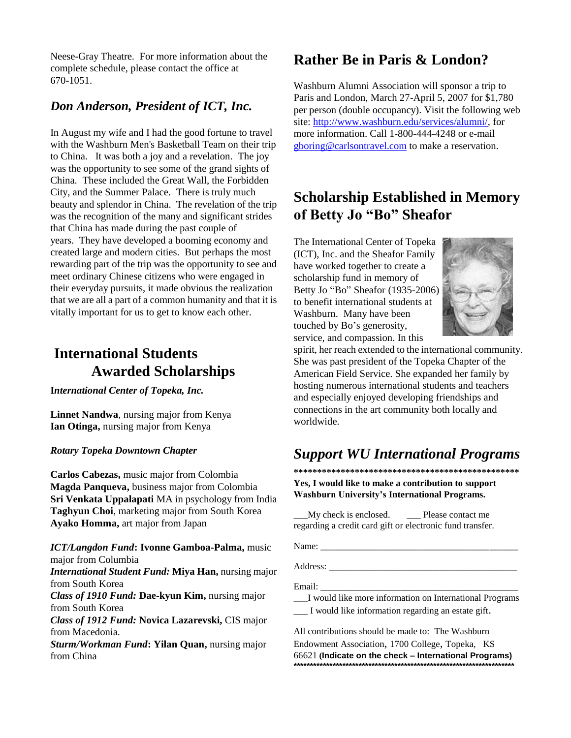Neese-Gray Theatre. For more information about the complete schedule, please contact the office at 670-1051.

## *Don Anderson, President of ICT, Inc.*

In August my wife and I had the good fortune to travel with the Washburn Men's Basketball Team on their trip to China. It was both a joy and a revelation. The joy was the opportunity to see some of the grand sights of China. These included the Great Wall, the Forbidden City, and the Summer Palace. There is truly much beauty and splendor in China. The revelation of the trip was the recognition of the many and significant strides that China has made during the past couple of years. They have developed a booming economy and created large and modern cities. But perhaps the most rewarding part of the trip was the opportunity to see and meet ordinary Chinese citizens who were engaged in their everyday pursuits, it made obvious the realization that we are all a part of a common humanity and that it is vitally important for us to get to know each other.

## International Students Awarded Scholarships

***International Center of Topeka, Inc.***

**Linnet Nandwa**, nursing major from Kenya
**Ian Otinga,** nursing major from Kenya

***Rotary Topeka Downtown Chapter***

**Carlos Cabezas,** music major from Colombia
**Magda Panqueva,** business major from Colombia
**Sri Venkata Uppalapati** MA in psychology from India
**Taghyun Choi**, marketing major from South Korea
**Ayako Homma,** art major from Japan

***ICT/Langdon Fund*: Ivonne Gamboa-Palma,** music major from Columbia
***International Student Fund:* Miya Han,** nursing major from South Korea
***Class of 1910 Fund:* Dae-kyun Kim,** nursing major from South Korea
***Class of 1912 Fund:* Novica Lazarevski,** CIS major from Macedonia.
***Sturm/Workman Fund*: Yilan Quan,** nursing major from China

## Rather Be in Paris & London?

Washburn Alumni Association will sponsor a trip to Paris and London, March 27-April 5, 2007 for $1,780 per person (double occupancy). Visit the following web site: http://www.washburn.edu/services/alumni/, for more information. Call 1-800-444-4248 or e-mail gboring@carlsontravel.com to make a reservation.

## Scholarship Established in Memory of Betty Jo "Bo" Sheafor

The International Center of Topeka (ICT), Inc. and the Sheafor Family have worked together to create a scholarship fund in memory of Betty Jo "Bo" Sheafor (1935-2006) to benefit international students at Washburn. Many have been touched by Bo's generosity, service, and compassion. In this spirit, her reach extended to the international community. She was past president of the Topeka Chapter of the American Field Service. She expanded her family by hosting numerous international students and teachers and especially enjoyed developing friendships and connections in the art community both locally and worldwide.

## *Support WU International Programs*

\*\*\*\*\*\*\*\*\*\*\*\*\*\*\*\*\*\*\*\*\*\*\*\*\*\*\*\*\*\*\*\*\*\*\*\*\*\*\*\*\*\*\*\*\*\*\*\*

**Yes, I would like to make a contribution to support Washburn University's International Programs.**

\_\_\_My check is enclosed. \_\_\_ Please contact me regarding a credit card gift or electronic fund transfer.

Name: \_\_\_\_\_\_\_\_\_\_\_\_\_\_\_\_\_\_\_\_\_\_\_\_\_\_\_\_\_\_\_\_\_\_\_\_\_\_\_\_

Address: \_\_\_\_\_\_\_\_\_\_\_\_\_\_\_\_\_\_\_\_\_\_\_\_\_\_\_\_\_\_\_\_\_\_\_\_\_\_

Email: \_\_\_\_\_\_\_\_\_\_\_\_\_\_\_\_\_\_\_\_\_\_\_\_\_\_\_\_\_\_\_\_\_\_\_\_\_\_\_\_

\_\_\_I would like more information on International Programs
\_\_\_ I would like information regarding an estate gift.

All contributions should be made to: The Washburn Endowment Association, 1700 College, Topeka, KS 66621 **(Indicate on the check – International Programs)**

\*\*\*\*\*\*\*\*\*\*\*\*\*\*\*\*\*\*\*\*\*\*\*\*\*\*\*\*\*\*\*\*\*\*\*\*\*\*\*\*\*\*\*\*\*\*\*\*\*\*\*\*\*\*\*\*\*\*\*\*\*\*\*\*\*\*\*\*\*\*